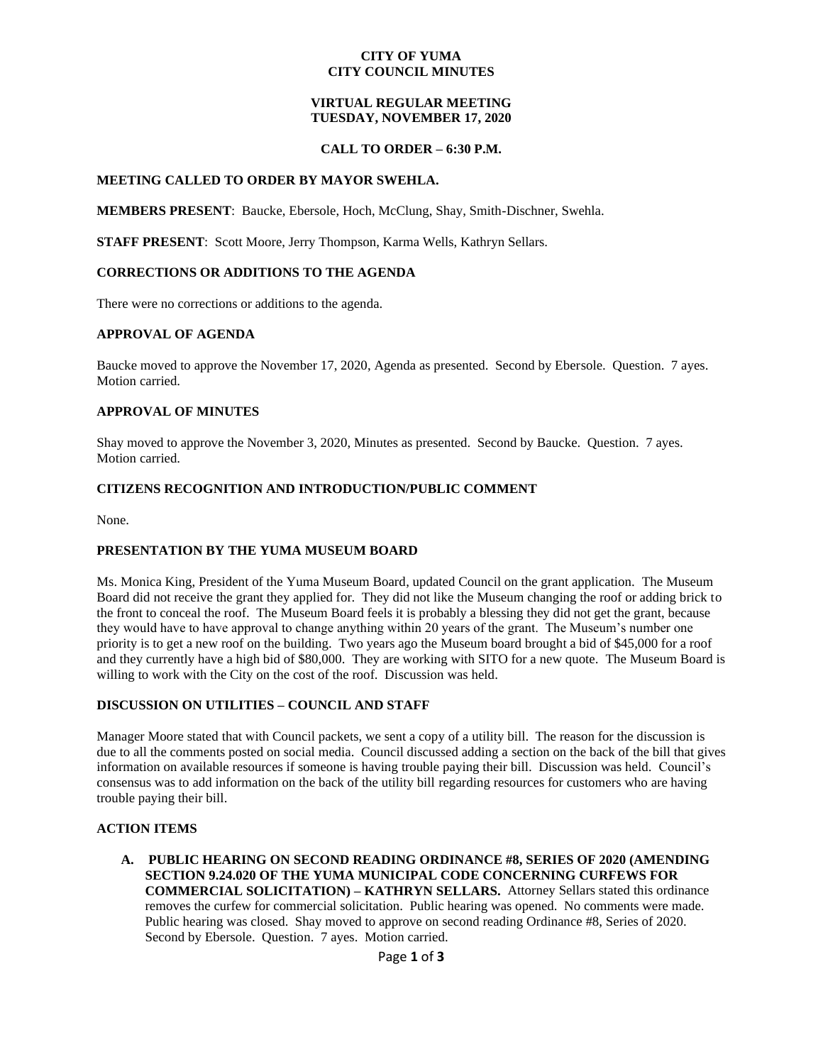# CITY OF YUMA
# CITY COUNCIL MINUTES

## VIRTUAL REGULAR MEETING
## TUESDAY, NOVEMBER 17, 2020

### CALL TO ORDER – 6:30 P.M.

**MEETING CALLED TO ORDER BY MAYOR SWEHLA.**

**MEMBERS PRESENT**: Baucke, Ebersole, Hoch, McClung, Shay, Smith-Dischner, Swehla.

**STAFF PRESENT**: Scott Moore, Jerry Thompson, Karma Wells, Kathryn Sellars.

**CORRECTIONS OR ADDITIONS TO THE AGENDA**

There were no corrections or additions to the agenda.

**APPROVAL OF AGENDA**

Baucke moved to approve the November 17, 2020, Agenda as presented. Second by Ebersole. Question. 7 ayes. Motion carried.

**APPROVAL OF MINUTES**

Shay moved to approve the November 3, 2020, Minutes as presented. Second by Baucke. Question. 7 ayes. Motion carried.

**CITIZENS RECOGNITION AND INTRODUCTION/PUBLIC COMMENT**

None.

**PRESENTATION BY THE YUMA MUSEUM BOARD**

Ms. Monica King, President of the Yuma Museum Board, updated Council on the grant application. The Museum Board did not receive the grant they applied for. They did not like the Museum changing the roof or adding brick to the front to conceal the roof. The Museum Board feels it is probably a blessing they did not get the grant, because they would have to have approval to change anything within 20 years of the grant. The Museum's number one priority is to get a new roof on the building. Two years ago the Museum board brought a bid of $45,000 for a roof and they currently have a high bid of $80,000. They are working with SITO for a new quote. The Museum Board is willing to work with the City on the cost of the roof. Discussion was held.

**DISCUSSION ON UTILITIES – COUNCIL AND STAFF**

Manager Moore stated that with Council packets, we sent a copy of a utility bill. The reason for the discussion is due to all the comments posted on social media. Council discussed adding a section on the back of the bill that gives information on available resources if someone is having trouble paying their bill. Discussion was held. Council's consensus was to add information on the back of the utility bill regarding resources for customers who are having trouble paying their bill.

**ACTION ITEMS**

**A. PUBLIC HEARING ON SECOND READING ORDINANCE #8, SERIES OF 2020 (AMENDING SECTION 9.24.020 OF THE YUMA MUNICIPAL CODE CONCERNING CURFEWS FOR COMMERCIAL SOLICITATION) – KATHRYN SELLARS.** Attorney Sellars stated this ordinance removes the curfew for commercial solicitation. Public hearing was opened. No comments were made. Public hearing was closed. Shay moved to approve on second reading Ordinance #8, Series of 2020. Second by Ebersole. Question. 7 ayes. Motion carried.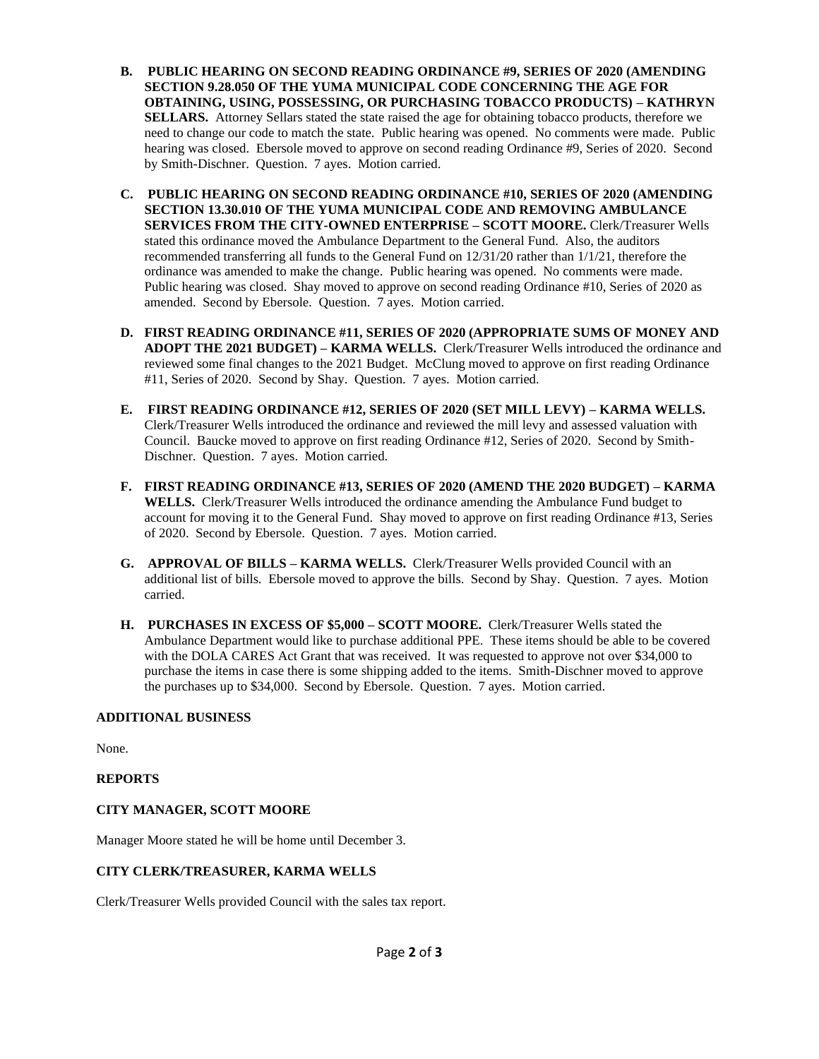B. **PUBLIC HEARING ON SECOND READING ORDINANCE #9, SERIES OF 2020 (AMENDING SECTION 9.28.050 OF THE YUMA MUNICIPAL CODE CONCERNING THE AGE FOR OBTAINING, USING, POSSESSING, OR PURCHASING TOBACCO PRODUCTS) – KATHRYN SELLARS.** Attorney Sellars stated the state raised the age for obtaining tobacco products, therefore we need to change our code to match the state. Public hearing was opened. No comments were made. Public hearing was closed. Ebersole moved to approve on second reading Ordinance #9, Series of 2020. Second by Smith-Dischner. Question. 7 ayes. Motion carried.

C. **PUBLIC HEARING ON SECOND READING ORDINANCE #10, SERIES OF 2020 (AMENDING SECTION 13.30.010 OF THE YUMA MUNICIPAL CODE AND REMOVING AMBULANCE SERVICES FROM THE CITY-OWNED ENTERPRISE – SCOTT MOORE.** Clerk/Treasurer Wells stated this ordinance moved the Ambulance Department to the General Fund. Also, the auditors recommended transferring all funds to the General Fund on 12/31/20 rather than 1/1/21, therefore the ordinance was amended to make the change. Public hearing was opened. No comments were made. Public hearing was closed. Shay moved to approve on second reading Ordinance #10, Series of 2020 as amended. Second by Ebersole. Question. 7 ayes. Motion carried.

D. **FIRST READING ORDINANCE #11, SERIES OF 2020 (APPROPRIATE SUMS OF MONEY AND ADOPT THE 2021 BUDGET) – KARMA WELLS.** Clerk/Treasurer Wells introduced the ordinance and reviewed some final changes to the 2021 Budget. McClung moved to approve on first reading Ordinance #11, Series of 2020. Second by Shay. Question. 7 ayes. Motion carried.

E. **FIRST READING ORDINANCE #12, SERIES OF 2020 (SET MILL LEVY) – KARMA WELLS.** Clerk/Treasurer Wells introduced the ordinance and reviewed the mill levy and assessed valuation with Council. Baucke moved to approve on first reading Ordinance #12, Series of 2020. Second by Smith-Dischner. Question. 7 ayes. Motion carried.

F. **FIRST READING ORDINANCE #13, SERIES OF 2020 (AMEND THE 2020 BUDGET) – KARMA WELLS.** Clerk/Treasurer Wells introduced the ordinance amending the Ambulance Fund budget to account for moving it to the General Fund. Shay moved to approve on first reading Ordinance #13, Series of 2020. Second by Ebersole. Question. 7 ayes. Motion carried.

G. **APPROVAL OF BILLS – KARMA WELLS.** Clerk/Treasurer Wells provided Council with an additional list of bills. Ebersole moved to approve the bills. Second by Shay. Question. 7 ayes. Motion carried.

H. **PURCHASES IN EXCESS OF $5,000 – SCOTT MOORE.** Clerk/Treasurer Wells stated the Ambulance Department would like to purchase additional PPE. These items should be able to be covered with the DOLA CARES Act Grant that was received. It was requested to approve not over $34,000 to purchase the items in case there is some shipping added to the items. Smith-Dischner moved to approve the purchases up to $34,000. Second by Ebersole. Question. 7 ayes. Motion carried.

**ADDITIONAL BUSINESS**

None.

**REPORTS**

**CITY MANAGER, SCOTT MOORE**

Manager Moore stated he will be home until December 3.

**CITY CLERK/TREASURER, KARMA WELLS**

Clerk/Treasurer Wells provided Council with the sales tax report.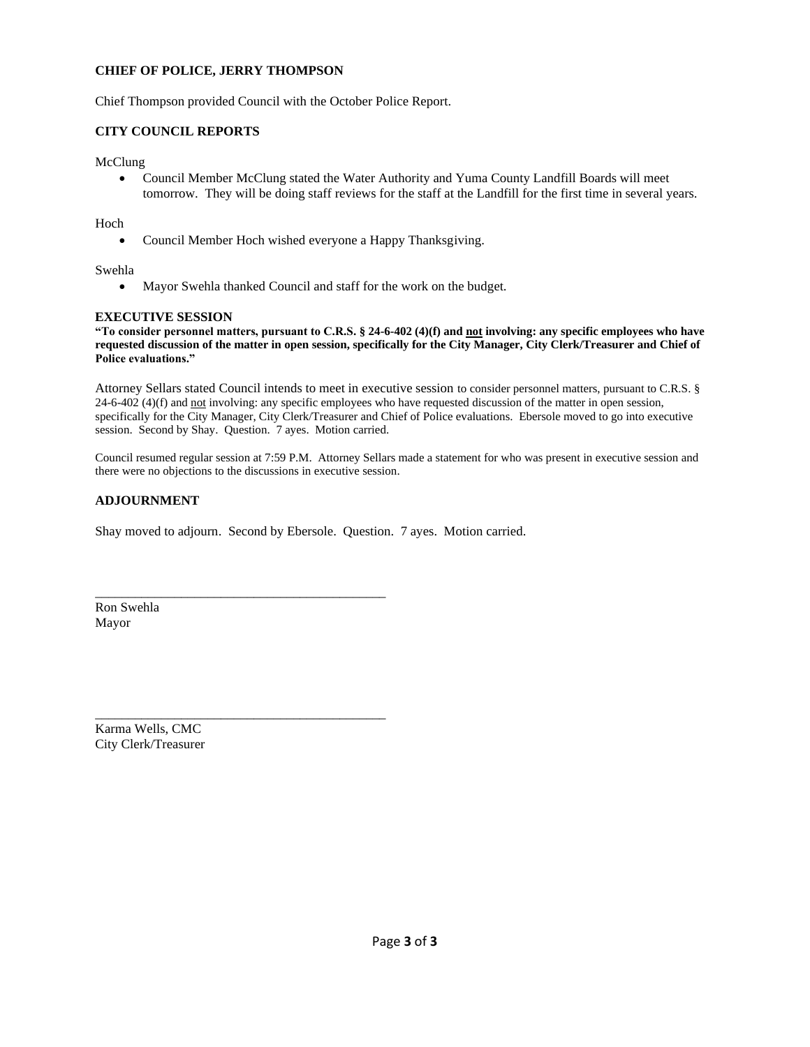### CHIEF OF POLICE, JERRY THOMPSON

Chief Thompson provided Council with the October Police Report.

### CITY COUNCIL REPORTS

McClung

- Council Member McClung stated the Water Authority and Yuma County Landfill Boards will meet tomorrow. They will be doing staff reviews for the staff at the Landfill for the first time in several years.

Hoch

- Council Member Hoch wished everyone a Happy Thanksgiving.

Swehla

- Mayor Swehla thanked Council and staff for the work on the budget.

### EXECUTIVE SESSION

**"To consider personnel matters, pursuant to C.R.S. § 24-6-402 (4)(f) and <u>not</u> involving: any specific employees who have requested discussion of the matter in open session, specifically for the City Manager, City Clerk/Treasurer and Chief of Police evaluations."**

Attorney Sellars stated Council intends to meet in executive session to consider personnel matters, pursuant to C.R.S. § 24-6-402 (4)(f) and <u>not</u> involving: any specific employees who have requested discussion of the matter in open session, specifically for the City Manager, City Clerk/Treasurer and Chief of Police evaluations. Ebersole moved to go into executive session. Second by Shay. Question. 7 ayes. Motion carried.

Council resumed regular session at 7:59 P.M. Attorney Sellars made a statement for who was present in executive session and there were no objections to the discussions in executive session.

### ADJOURNMENT

Shay moved to adjourn. Second by Ebersole. Question. 7 ayes. Motion carried.

\_\_\_\_\_\_\_\_\_\_\_\_\_\_\_\_\_\_\_\_\_\_\_\_\_\_\_\_\_\_\_\_\_\_\_\_\_\_\_\_\_\_\_\_

Ron Swehla
Mayor

\_\_\_\_\_\_\_\_\_\_\_\_\_\_\_\_\_\_\_\_\_\_\_\_\_\_\_\_\_\_\_\_\_\_\_\_\_\_\_\_\_\_\_\_

Karma Wells, CMC
City Clerk/Treasurer